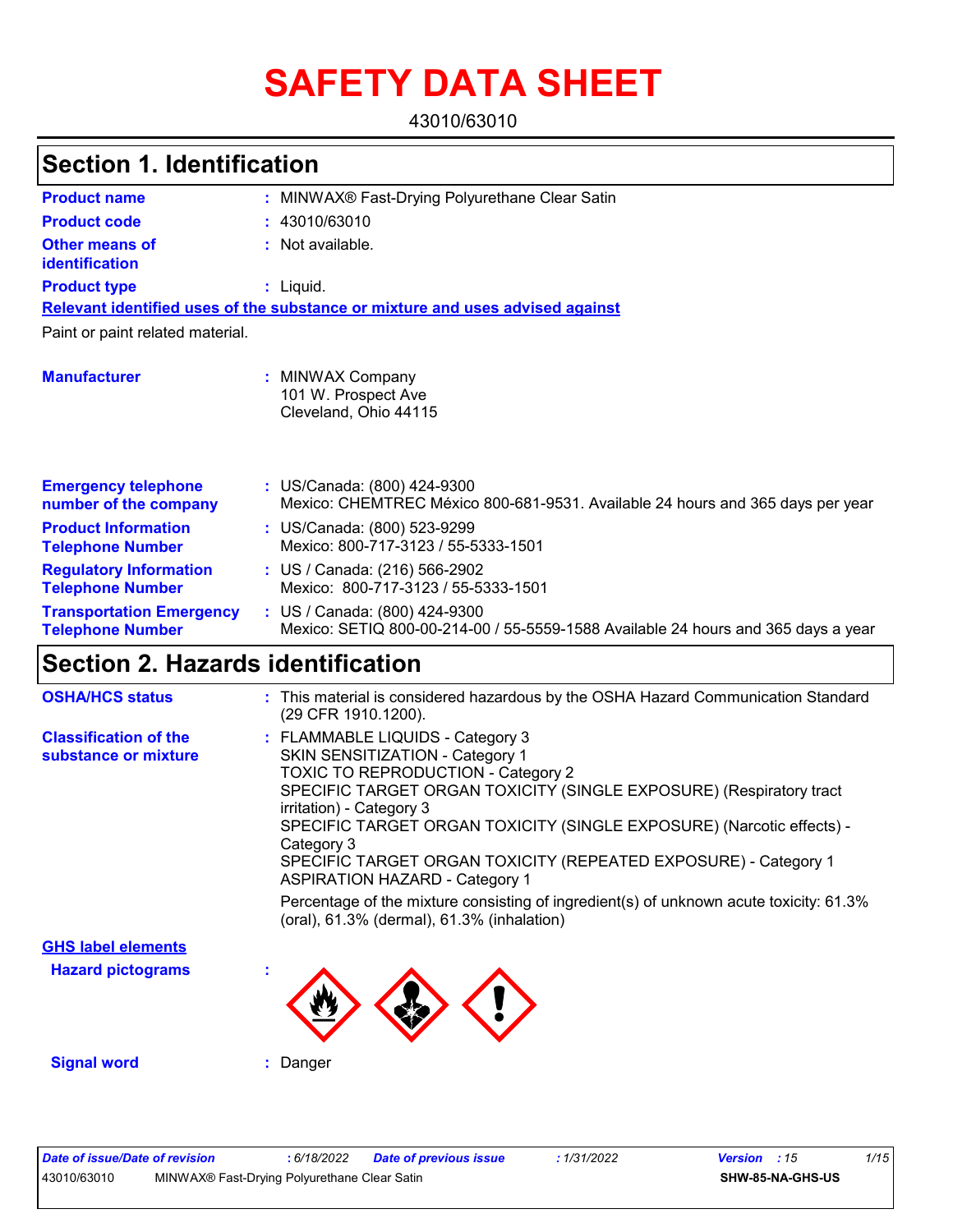# SAFETY DATA SHEET

43010/63010

## Section 1. Identification

**Product name** : MINWAX® Fast-Drying Polyurethane Clear Satin

**Product code** : 43010/63010

**Other means of identification** : Not available.

**Product type** : Liquid.

**Relevant identified uses of the substance or mixture and uses advised against**

Paint or paint related material.

**Manufacturer** : MINWAX Company
101 W. Prospect Ave
Cleveland, Ohio 44115

**Emergency telephone number of the company** : US/Canada: (800) 424-9300
Mexico: CHEMTREC México 800-681-9531. Available 24 hours and 365 days per year

**Product Information Telephone Number** : US/Canada: (800) 523-9299
Mexico: 800-717-3123 / 55-5333-1501

**Regulatory Information Telephone Number** : US / Canada: (216) 566-2902
Mexico: 800-717-3123 / 55-5333-1501

**Transportation Emergency Telephone Number** : US / Canada: (800) 424-9300
Mexico: SETIQ 800-00-214-00 / 55-5559-1588 Available 24 hours and 365 days a year

## Section 2. Hazards identification

**OSHA/HCS status** : This material is considered hazardous by the OSHA Hazard Communication Standard (29 CFR 1910.1200).

**Classification of the substance or mixture** : FLAMMABLE LIQUIDS - Category 3
SKIN SENSITIZATION - Category 1
TOXIC TO REPRODUCTION - Category 2
SPECIFIC TARGET ORGAN TOXICITY (SINGLE EXPOSURE) (Respiratory tract irritation) - Category 3
SPECIFIC TARGET ORGAN TOXICITY (SINGLE EXPOSURE) (Narcotic effects) - Category 3
SPECIFIC TARGET ORGAN TOXICITY (REPEATED EXPOSURE) - Category 1
ASPIRATION HAZARD - Category 1

Percentage of the mixture consisting of ingredient(s) of unknown acute toxicity: 61.3% (oral), 61.3% (dermal), 61.3% (inhalation)

**GHS label elements**

**Hazard pictograms** :

**Signal word** : Danger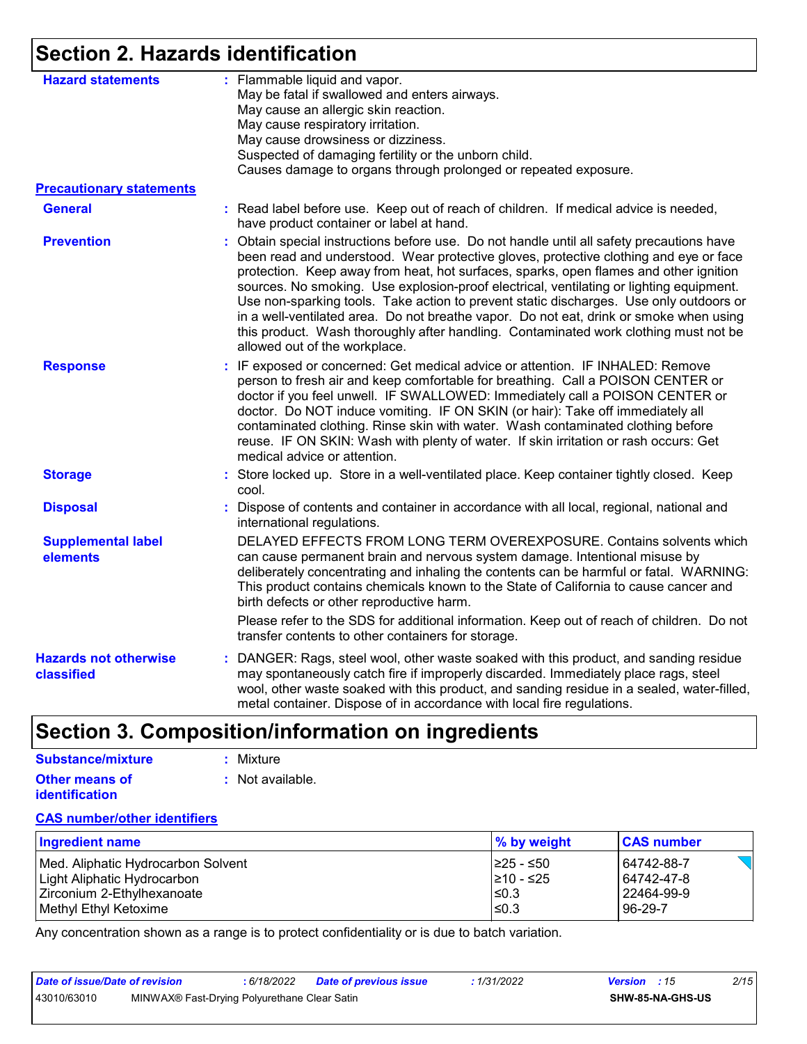# Section 2. Hazards identification

**Hazard statements** : Flammable liquid and vapor.
May be fatal if swallowed and enters airways.
May cause an allergic skin reaction.
May cause respiratory irritation.
May cause drowsiness or dizziness.
Suspected of damaging fertility or the unborn child.
Causes damage to organs through prolonged or repeated exposure.

**Precautionary statements**

**General** : Read label before use. Keep out of reach of children. If medical advice is needed, have product container or label at hand.

**Prevention** : Obtain special instructions before use. Do not handle until all safety precautions have been read and understood. Wear protective gloves, protective clothing and eye or face protection. Keep away from heat, hot surfaces, sparks, open flames and other ignition sources. No smoking. Use explosion-proof electrical, ventilating or lighting equipment. Use non-sparking tools. Take action to prevent static discharges. Use only outdoors or in a well-ventilated area. Do not breathe vapor. Do not eat, drink or smoke when using this product. Wash thoroughly after handling. Contaminated work clothing must not be allowed out of the workplace.

**Response** : IF exposed or concerned: Get medical advice or attention. IF INHALED: Remove person to fresh air and keep comfortable for breathing. Call a POISON CENTER or doctor if you feel unwell. IF SWALLOWED: Immediately call a POISON CENTER or doctor. Do NOT induce vomiting. IF ON SKIN (or hair): Take off immediately all contaminated clothing. Rinse skin with water. Wash contaminated clothing before reuse. IF ON SKIN: Wash with plenty of water. If skin irritation or rash occurs: Get medical advice or attention.

**Storage** : Store locked up. Store in a well-ventilated place. Keep container tightly closed. Keep cool.

**Disposal** : Dispose of contents and container in accordance with all local, regional, national and international regulations.

**Supplemental label elements** DELAYED EFFECTS FROM LONG TERM OVEREXPOSURE. Contains solvents which can cause permanent brain and nervous system damage. Intentional misuse by deliberately concentrating and inhaling the contents can be harmful or fatal. WARNING: This product contains chemicals known to the State of California to cause cancer and birth defects or other reproductive harm.

Please refer to the SDS for additional information. Keep out of reach of children. Do not transfer contents to other containers for storage.

**Hazards not otherwise classified** : DANGER: Rags, steel wool, other waste soaked with this product, and sanding residue may spontaneously catch fire if improperly discarded. Immediately place rags, steel wool, other waste soaked with this product, and sanding residue in a sealed, water-filled, metal container. Dispose of in accordance with local fire regulations.

# Section 3. Composition/information on ingredients

**Substance/mixture** : Mixture

**Other means of identification** : Not available.

**CAS number/other identifiers**

| Ingredient name | % by weight | CAS number |
|---|---|---|
| Med. Aliphatic Hydrocarbon Solvent | ≥25 - ≤50 | 64742-88-7 |
| Light Aliphatic Hydrocarbon | ≥10 - ≤25 | 64742-47-8 |
| Zirconium 2-Ethylhexanoate | ≤0.3 | 22464-99-9 |
| Methyl Ethyl Ketoxime | ≤0.3 | 96-29-7 |

Any concentration shown as a range is to protect confidentiality or is due to batch variation.

**Date of issue/Date of revision** : 6/18/2022 **Date of previous issue** : 1/31/2022 **Version** : 15

43010/63010 MINWAX® Fast-Drying Polyurethane Clear Satin SHW-85-NA-GHS-US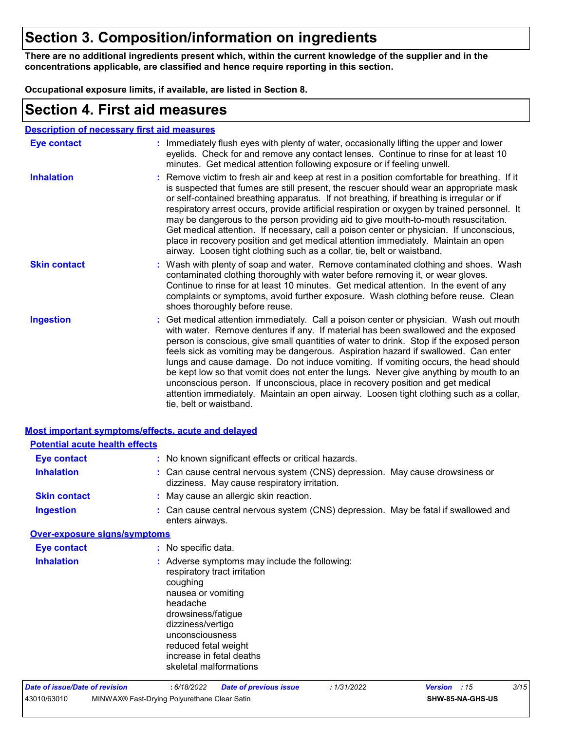# Section 3. Composition/information on ingredients

**There are no additional ingredients present which, within the current knowledge of the supplier and in the concentrations applicable, are classified and hence require reporting in this section.**

**Occupational exposure limits, if available, are listed in Section 8.**

# Section 4. First aid measures

## Description of necessary first aid measures

**Eye contact** : Immediately flush eyes with plenty of water, occasionally lifting the upper and lower eyelids. Check for and remove any contact lenses. Continue to rinse for at least 10 minutes. Get medical attention following exposure or if feeling unwell.

**Inhalation** : Remove victim to fresh air and keep at rest in a position comfortable for breathing. If it is suspected that fumes are still present, the rescuer should wear an appropriate mask or self-contained breathing apparatus. If not breathing, if breathing is irregular or if respiratory arrest occurs, provide artificial respiration or oxygen by trained personnel. It may be dangerous to the person providing aid to give mouth-to-mouth resuscitation. Get medical attention. If necessary, call a poison center or physician. If unconscious, place in recovery position and get medical attention immediately. Maintain an open airway. Loosen tight clothing such as a collar, tie, belt or waistband.

**Skin contact** : Wash with plenty of soap and water. Remove contaminated clothing and shoes. Wash contaminated clothing thoroughly with water before removing it, or wear gloves. Continue to rinse for at least 10 minutes. Get medical attention. In the event of any complaints or symptoms, avoid further exposure. Wash clothing before reuse. Clean shoes thoroughly before reuse.

**Ingestion** : Get medical attention immediately. Call a poison center or physician. Wash out mouth with water. Remove dentures if any. If material has been swallowed and the exposed person is conscious, give small quantities of water to drink. Stop if the exposed person feels sick as vomiting may be dangerous. Aspiration hazard if swallowed. Can enter lungs and cause damage. Do not induce vomiting. If vomiting occurs, the head should be kept low so that vomit does not enter the lungs. Never give anything by mouth to an unconscious person. If unconscious, place in recovery position and get medical attention immediately. Maintain an open airway. Loosen tight clothing such as a collar, tie, belt or waistband.

## Most important symptoms/effects, acute and delayed

### Potential acute health effects

**Eye contact** : No known significant effects or critical hazards.

**Inhalation** : Can cause central nervous system (CNS) depression. May cause drowsiness or dizziness. May cause respiratory irritation.

**Skin contact** : May cause an allergic skin reaction.

**Ingestion** : Can cause central nervous system (CNS) depression. May be fatal if swallowed and enters airways.

### Over-exposure signs/symptoms

**Eye contact** : No specific data.

**Inhalation** : Adverse symptoms may include the following:
respiratory tract irritation
coughing
nausea or vomiting
headache
drowsiness/fatigue
dizziness/vertigo
unconsciousness
reduced fetal weight
increase in fetal deaths
skeletal malformations

Date of issue/Date of revision : 6/18/2022 Date of previous issue : 1/31/2022 Version : 15

43010/63010 MINWAX® Fast-Drying Polyurethane Clear Satin SHW-85-NA-GHS-US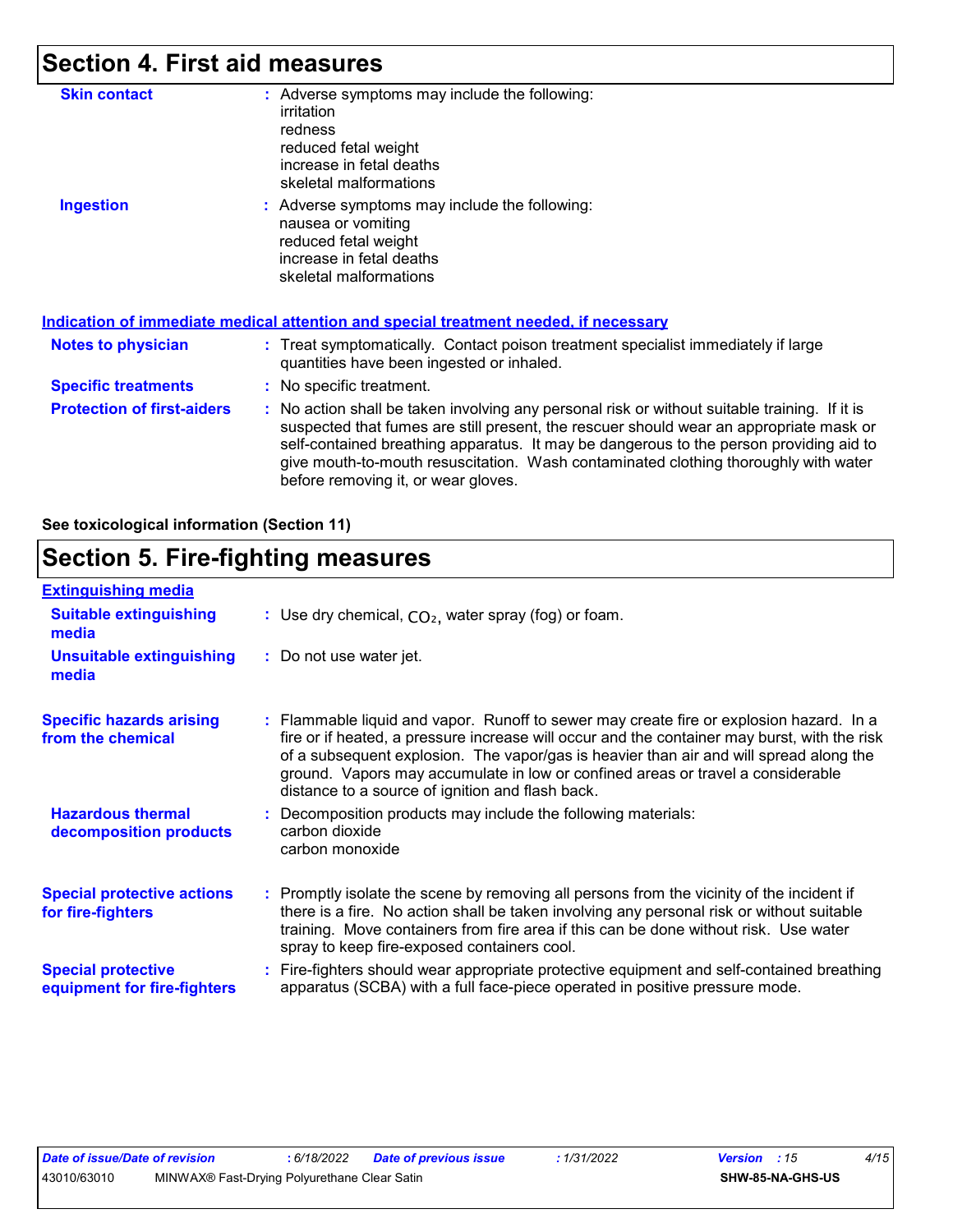## Section 4. First aid measures

**Skin contact** : Adverse symptoms may include the following:
irritation
redness
reduced fetal weight
increase in fetal deaths
skeletal malformations

**Ingestion** : Adverse symptoms may include the following:
nausea or vomiting
reduced fetal weight
increase in fetal deaths
skeletal malformations

### Indication of immediate medical attention and special treatment needed, if necessary

**Notes to physician** : Treat symptomatically. Contact poison treatment specialist immediately if large quantities have been ingested or inhaled.

**Specific treatments** : No specific treatment.

**Protection of first-aiders** : No action shall be taken involving any personal risk or without suitable training. If it is suspected that fumes are still present, the rescuer should wear an appropriate mask or self-contained breathing apparatus. It may be dangerous to the person providing aid to give mouth-to-mouth resuscitation. Wash contaminated clothing thoroughly with water before removing it, or wear gloves.

**See toxicological information (Section 11)**

## Section 5. Fire-fighting measures

### Extinguishing media

**Suitable extinguishing media** : Use dry chemical, $CO_2$, water spray (fog) or foam.

**Unsuitable extinguishing media** : Do not use water jet.

**Specific hazards arising from the chemical** : Flammable liquid and vapor. Runoff to sewer may create fire or explosion hazard. In a fire or if heated, a pressure increase will occur and the container may burst, with the risk of a subsequent explosion. The vapor/gas is heavier than air and will spread along the ground. Vapors may accumulate in low or confined areas or travel a considerable distance to a source of ignition and flash back.

**Hazardous thermal decomposition products** : Decomposition products may include the following materials:
carbon dioxide
carbon monoxide

**Special protective actions for fire-fighters** : Promptly isolate the scene by removing all persons from the vicinity of the incident if there is a fire. No action shall be taken involving any personal risk or without suitable training. Move containers from fire area if this can be done without risk. Use water spray to keep fire-exposed containers cool.

**Special protective equipment for fire-fighters** : Fire-fighters should wear appropriate protective equipment and self-contained breathing apparatus (SCBA) with a full face-piece operated in positive pressure mode.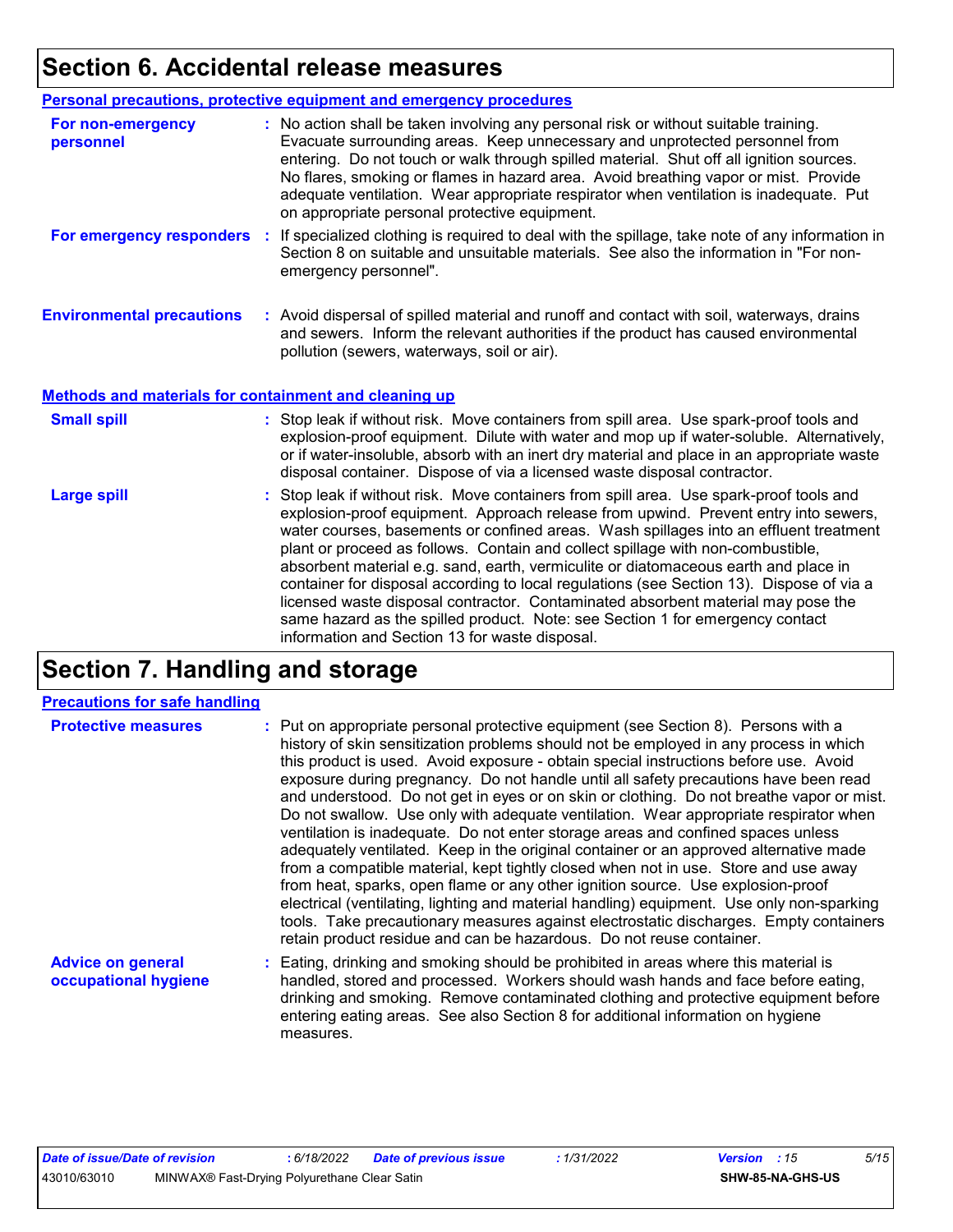# Section 6. Accidental release measures

## Personal precautions, protective equipment and emergency procedures

**For non-emergency personnel** : No action shall be taken involving any personal risk or without suitable training. Evacuate surrounding areas. Keep unnecessary and unprotected personnel from entering. Do not touch or walk through spilled material. Shut off all ignition sources. No flares, smoking or flames in hazard area. Avoid breathing vapor or mist. Provide adequate ventilation. Wear appropriate respirator when ventilation is inadequate. Put on appropriate personal protective equipment.

**For emergency responders** : If specialized clothing is required to deal with the spillage, take note of any information in Section 8 on suitable and unsuitable materials. See also the information in "For non-emergency personnel".

**Environmental precautions** : Avoid dispersal of spilled material and runoff and contact with soil, waterways, drains and sewers. Inform the relevant authorities if the product has caused environmental pollution (sewers, waterways, soil or air).

## Methods and materials for containment and cleaning up

**Small spill** : Stop leak if without risk. Move containers from spill area. Use spark-proof tools and explosion-proof equipment. Dilute with water and mop up if water-soluble. Alternatively, or if water-insoluble, absorb with an inert dry material and place in an appropriate waste disposal container. Dispose of via a licensed waste disposal contractor.

**Large spill** : Stop leak if without risk. Move containers from spill area. Use spark-proof tools and explosion-proof equipment. Approach release from upwind. Prevent entry into sewers, water courses, basements or confined areas. Wash spillages into an effluent treatment plant or proceed as follows. Contain and collect spillage with non-combustible, absorbent material e.g. sand, earth, vermiculite or diatomaceous earth and place in container for disposal according to local regulations (see Section 13). Dispose of via a licensed waste disposal contractor. Contaminated absorbent material may pose the same hazard as the spilled product. Note: see Section 1 for emergency contact information and Section 13 for waste disposal.

# Section 7. Handling and storage

## Precautions for safe handling

**Protective measures** : Put on appropriate personal protective equipment (see Section 8). Persons with a history of skin sensitization problems should not be employed in any process in which this product is used. Avoid exposure - obtain special instructions before use. Avoid exposure during pregnancy. Do not handle until all safety precautions have been read and understood. Do not get in eyes or on skin or clothing. Do not breathe vapor or mist. Do not swallow. Use only with adequate ventilation. Wear appropriate respirator when ventilation is inadequate. Do not enter storage areas and confined spaces unless adequately ventilated. Keep in the original container or an approved alternative made from a compatible material, kept tightly closed when not in use. Store and use away from heat, sparks, open flame or any other ignition source. Use explosion-proof electrical (ventilating, lighting and material handling) equipment. Use only non-sparking tools. Take precautionary measures against electrostatic discharges. Empty containers retain product residue and can be hazardous. Do not reuse container.

**Advice on general occupational hygiene** : Eating, drinking and smoking should be prohibited in areas where this material is handled, stored and processed. Workers should wash hands and face before eating, drinking and smoking. Remove contaminated clothing and protective equipment before entering eating areas. See also Section 8 for additional information on hygiene measures.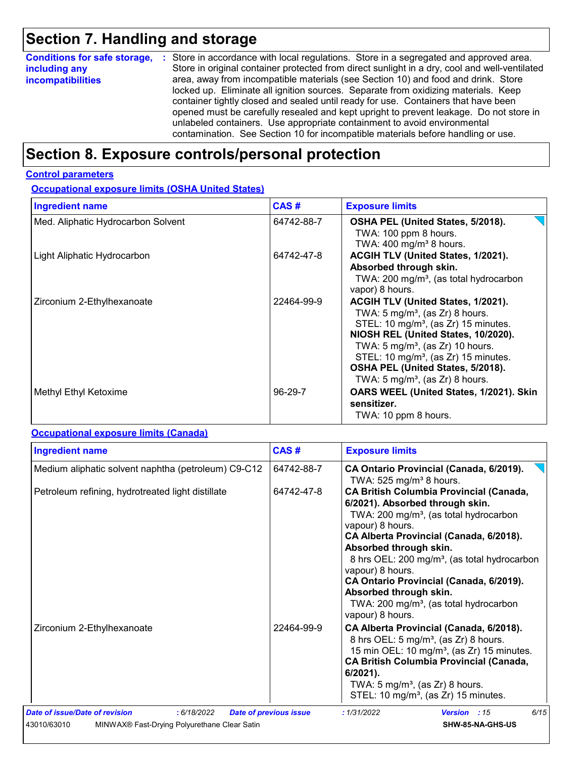# Section 7. Handling and storage

**Conditions for safe storage, including any incompatibilities** : Store in accordance with local regulations. Store in a segregated and approved area. Store in original container protected from direct sunlight in a dry, cool and well-ventilated area, away from incompatible materials (see Section 10) and food and drink. Store locked up. Eliminate all ignition sources. Separate from oxidizing materials. Keep container tightly closed and sealed until ready for use. Containers that have been opened must be carefully resealed and kept upright to prevent leakage. Do not store in unlabeled containers. Use appropriate containment to avoid environmental contamination. See Section 10 for incompatible materials before handling or use.

# Section 8. Exposure controls/personal protection

## Control parameters

### Occupational exposure limits (OSHA United States)

| Ingredient name | CAS # | Exposure limits |
|---|---|---|
| Med. Aliphatic Hydrocarbon Solvent | 64742-88-7 | **OSHA PEL (United States, 5/2018).**<br>TWA: 100 ppm 8 hours.<br>TWA: 400 mg/m³ 8 hours. |
| Light Aliphatic Hydrocarbon | 64742-47-8 | **ACGIH TLV (United States, 1/2021). Absorbed through skin.**<br>TWA: 200 mg/m³, (as total hydrocarbon vapor) 8 hours. |
| Zirconium 2-Ethylhexanoate | 22464-99-9 | **ACGIH TLV (United States, 1/2021).**<br>TWA: 5 mg/m³, (as Zr) 8 hours.<br>STEL: 10 mg/m³, (as Zr) 15 minutes.<br>**NIOSH REL (United States, 10/2020).**<br>TWA: 5 mg/m³, (as Zr) 10 hours.<br>STEL: 10 mg/m³, (as Zr) 15 minutes.<br>**OSHA PEL (United States, 5/2018).**<br>TWA: 5 mg/m³, (as Zr) 8 hours. |
| Methyl Ethyl Ketoxime | 96-29-7 | **OARS WEEL (United States, 1/2021). Skin sensitizer.**<br>TWA: 10 ppm 8 hours. |

### Occupational exposure limits (Canada)

| Ingredient name | CAS # | Exposure limits |
|---|---|---|
| Medium aliphatic solvent naphtha (petroleum) C9-C12 | 64742-88-7 | **CA Ontario Provincial (Canada, 6/2019).**<br>TWA: 525 mg/m³ 8 hours. |
| Petroleum refining, hydrotreated light distillate | 64742-47-8 | **CA British Columbia Provincial (Canada, 6/2021). Absorbed through skin.**<br>TWA: 200 mg/m³, (as total hydrocarbon vapour) 8 hours.<br>**CA Alberta Provincial (Canada, 6/2018). Absorbed through skin.**<br>8 hrs OEL: 200 mg/m³, (as total hydrocarbon vapour) 8 hours.<br>**CA Ontario Provincial (Canada, 6/2019). Absorbed through skin.**<br>TWA: 200 mg/m³, (as total hydrocarbon vapour) 8 hours. |
| Zirconium 2-Ethylhexanoate | 22464-99-9 | **CA Alberta Provincial (Canada, 6/2018).**<br>8 hrs OEL: 5 mg/m³, (as Zr) 8 hours.<br>15 min OEL: 10 mg/m³, (as Zr) 15 minutes.<br>**CA British Columbia Provincial (Canada, 6/2021).**<br>TWA: 5 mg/m³, (as Zr) 8 hours.<br>STEL: 10 mg/m³, (as Zr) 15 minutes. |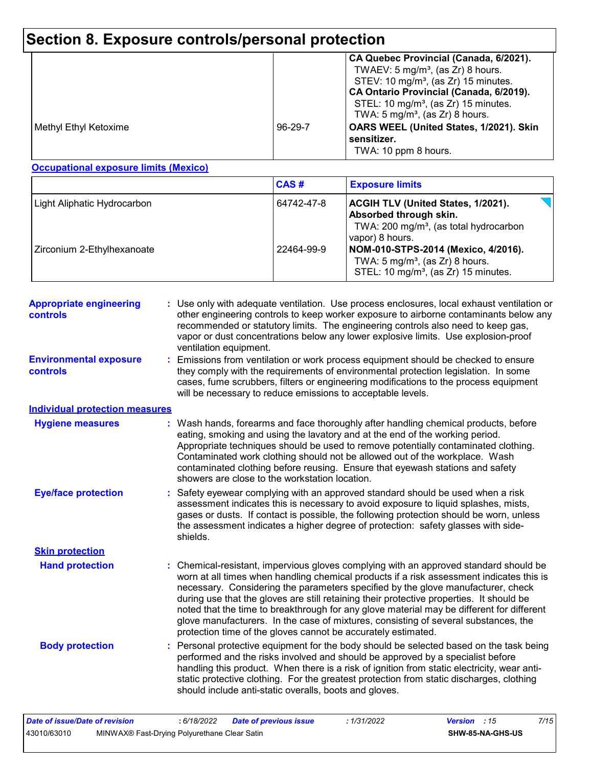# Section 8. Exposure controls/personal protection

| | | |
|---|---|---|
| | | **CA Quebec Provincial (Canada, 6/2021).**<br>TWAEV: 5 mg/m³, (as Zr) 8 hours.<br>STEV: 10 mg/m³, (as Zr) 15 minutes.<br>**CA Ontario Provincial (Canada, 6/2019).**<br>STEL: 10 mg/m³, (as Zr) 15 minutes.<br>TWA: 5 mg/m³, (as Zr) 8 hours. |
| Methyl Ethyl Ketoxime | 96-29-7 | **OARS WEEL (United States, 1/2021). Skin sensitizer.**<br>TWA: 10 ppm 8 hours. |

**Occupational exposure limits (Mexico)**

| | CAS # | Exposure limits |
|---|---|---|
| Light Aliphatic Hydrocarbon | 64742-47-8 | **ACGIH TLV (United States, 1/2021). Absorbed through skin.**<br>TWA: 200 mg/m³, (as total hydrocarbon vapor) 8 hours. |
| Zirconium 2-Ethylhexanoate | 22464-99-9 | **NOM-010-STPS-2014 (Mexico, 4/2016).**<br>TWA: 5 mg/m³, (as Zr) 8 hours.<br>STEL: 10 mg/m³, (as Zr) 15 minutes. |

**Appropriate engineering controls** : Use only with adequate ventilation. Use process enclosures, local exhaust ventilation or other engineering controls to keep worker exposure to airborne contaminants below any recommended or statutory limits. The engineering controls also need to keep gas, vapor or dust concentrations below any lower explosive limits. Use explosion-proof ventilation equipment.

**Environmental exposure controls** : Emissions from ventilation or work process equipment should be checked to ensure they comply with the requirements of environmental protection legislation. In some cases, fume scrubbers, filters or engineering modifications to the process equipment will be necessary to reduce emissions to acceptable levels.

## Individual protection measures

**Hygiene measures** : Wash hands, forearms and face thoroughly after handling chemical products, before eating, smoking and using the lavatory and at the end of the working period. Appropriate techniques should be used to remove potentially contaminated clothing. Contaminated work clothing should not be allowed out of the workplace. Wash contaminated clothing before reusing. Ensure that eyewash stations and safety showers are close to the workstation location.

**Eye/face protection** : Safety eyewear complying with an approved standard should be used when a risk assessment indicates this is necessary to avoid exposure to liquid splashes, mists, gases or dusts. If contact is possible, the following protection should be worn, unless the assessment indicates a higher degree of protection: safety glasses with side-shields.

### Skin protection

**Hand protection** : Chemical-resistant, impervious gloves complying with an approved standard should be worn at all times when handling chemical products if a risk assessment indicates this is necessary. Considering the parameters specified by the glove manufacturer, check during use that the gloves are still retaining their protective properties. It should be noted that the time to breakthrough for any glove material may be different for different glove manufacturers. In the case of mixtures, consisting of several substances, the protection time of the gloves cannot be accurately estimated.

**Body protection** : Personal protective equipment for the body should be selected based on the task being performed and the risks involved and should be approved by a specialist before handling this product. When there is a risk of ignition from static electricity, wear anti-static protective clothing. For the greatest protection from static discharges, clothing should include anti-static overalls, boots and gloves.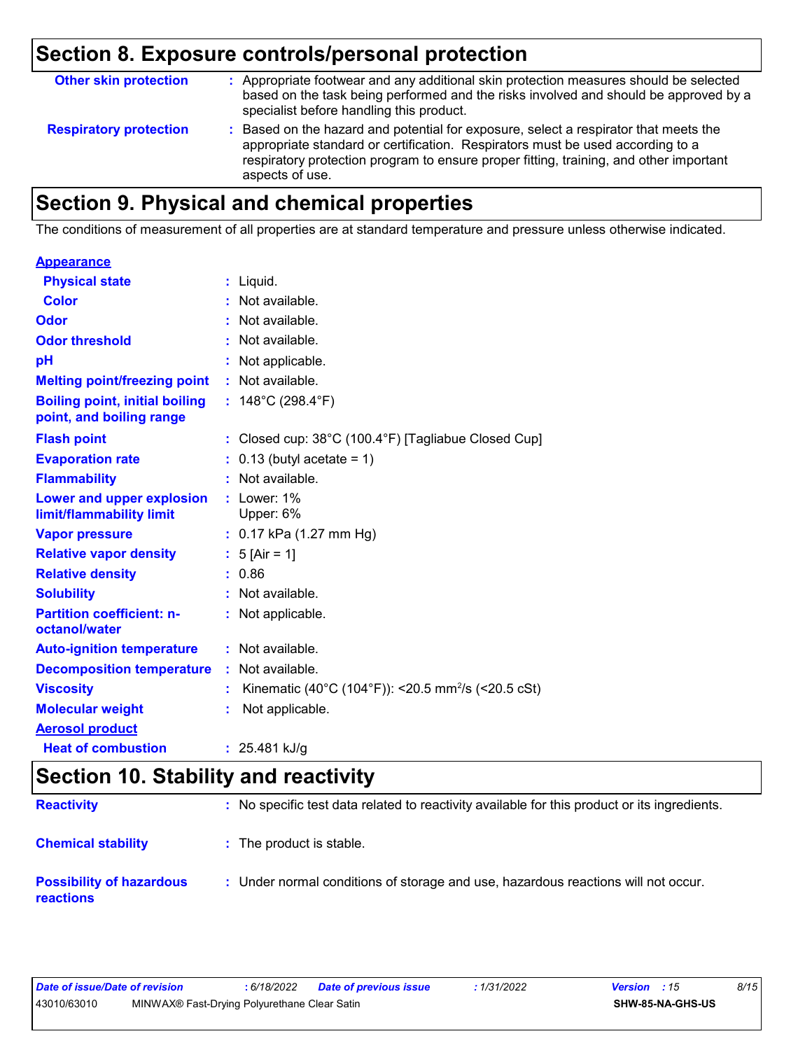## Section 8. Exposure controls/personal protection

| | |
|---|---|
| **Other skin protection** | : Appropriate footwear and any additional skin protection measures should be selected based on the task being performed and the risks involved and should be approved by a specialist before handling this product. |
| **Respiratory protection** | : Based on the hazard and potential for exposure, select a respirator that meets the appropriate standard or certification. Respirators must be used according to a respiratory protection program to ensure proper fitting, training, and other important aspects of use. |

## Section 9. Physical and chemical properties

The conditions of measurement of all properties are at standard temperature and pressure unless otherwise indicated.

**Appearance**

| | |
|---|---|
| **Physical state** | : Liquid. |
| **Color** | : Not available. |
| **Odor** | : Not available. |
| **Odor threshold** | : Not available. |
| **pH** | : Not applicable. |
| **Melting point/freezing point** | : Not available. |
| **Boiling point, initial boiling point, and boiling range** | : 148°C (298.4°F) |
| **Flash point** | : Closed cup: 38°C (100.4°F) [Tagliabue Closed Cup] |
| **Evaporation rate** | : 0.13 (butyl acetate = 1) |
| **Flammability** | : Not available. |
| **Lower and upper explosion limit/flammability limit** | : Lower: 1%<br>Upper: 6% |
| **Vapor pressure** | : 0.17 kPa (1.27 mm Hg) |
| **Relative vapor density** | : 5 [Air = 1] |
| **Relative density** | : 0.86 |
| **Solubility** | : Not available. |
| **Partition coefficient: n-octanol/water** | : Not applicable. |
| **Auto-ignition temperature** | : Not available. |
| **Decomposition temperature** | : Not available. |
| **Viscosity** | : Kinematic (40°C (104°F)): <20.5 $mm^2/s$ (<20.5 cSt) |
| **Molecular weight** | : Not applicable. |

**Aerosol product**

| | |
|---|---|
| **Heat of combustion** | : 25.481 kJ/g |

## Section 10. Stability and reactivity

| | |
|---|---|
| **Reactivity** | : No specific test data related to reactivity available for this product or its ingredients. |
| **Chemical stability** | : The product is stable. |
| **Possibility of hazardous reactions** | : Under normal conditions of storage and use, hazardous reactions will not occur. |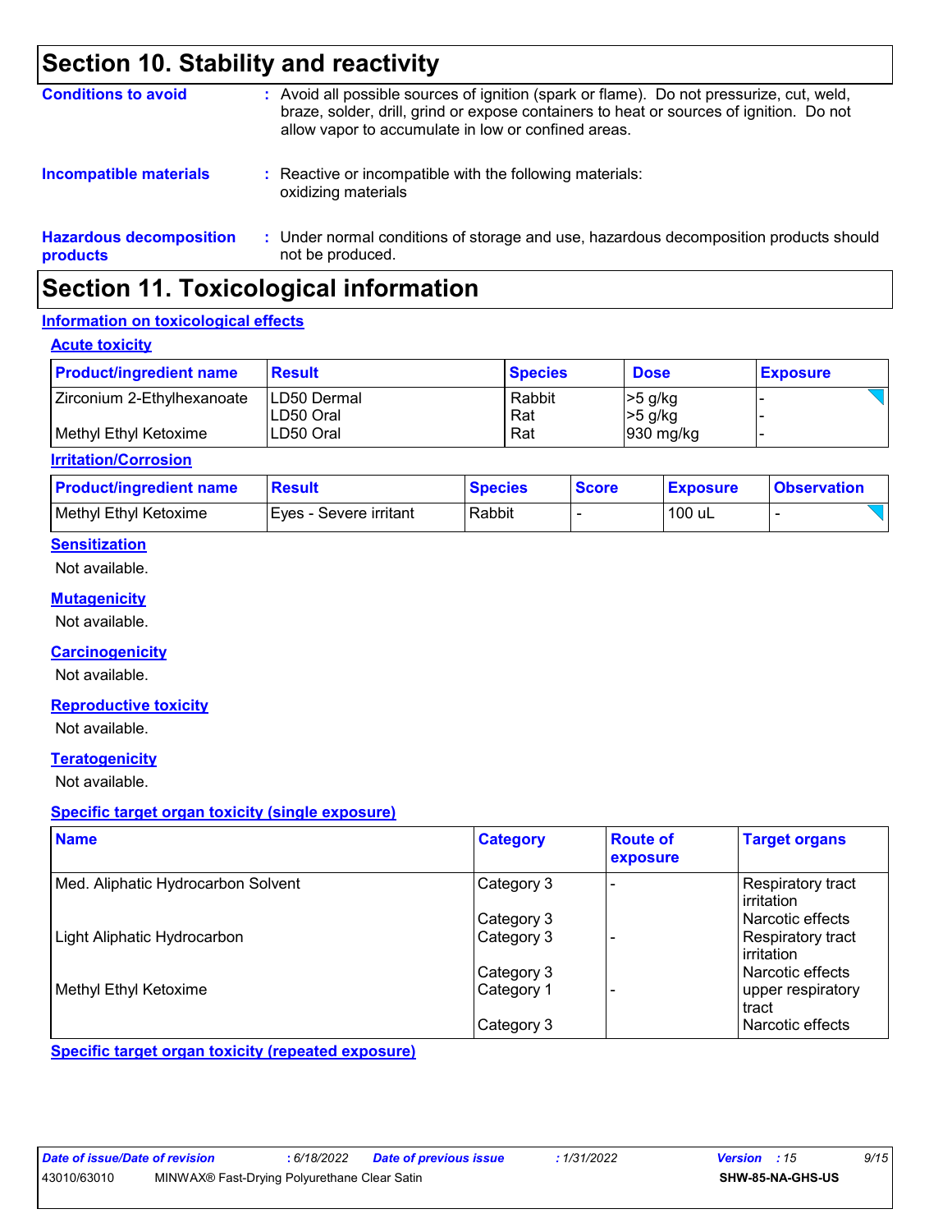## Section 10. Stability and reactivity

**Conditions to avoid** : Avoid all possible sources of ignition (spark or flame). Do not pressurize, cut, weld, braze, solder, drill, grind or expose containers to heat or sources of ignition. Do not allow vapor to accumulate in low or confined areas.

**Incompatible materials** : Reactive or incompatible with the following materials: oxidizing materials

**Hazardous decomposition products** : Under normal conditions of storage and use, hazardous decomposition products should not be produced.

## Section 11. Toxicological information

### Information on toxicological effects

#### Acute toxicity

| Product/ingredient name | Result | Species | Dose | Exposure |
|---|---|---|---|---|
| Zirconium 2-Ethylhexanoate | LD50 Dermal | Rabbit | >5 g/kg | - |
| | LD50 Oral | Rat | >5 g/kg | - |
| Methyl Ethyl Ketoxime | LD50 Oral | Rat | 930 mg/kg | - |

#### Irritation/Corrosion

| Product/ingredient name | Result | Species | Score | Exposure | Observation |
|---|---|---|---|---|---|
| Methyl Ethyl Ketoxime | Eyes - Severe irritant | Rabbit | - | 100 uL | - |

#### Sensitization

Not available.

#### Mutagenicity

Not available.

#### Carcinogenicity

Not available.

#### Reproductive toxicity

Not available.

#### Teratogenicity

Not available.

#### Specific target organ toxicity (single exposure)

| Name | Category | Route of exposure | Target organs |
|---|---|---|---|
| Med. Aliphatic Hydrocarbon Solvent | Category 3 | - | Respiratory tract irritation |
| | Category 3 | | Narcotic effects |
| Light Aliphatic Hydrocarbon | Category 3 | - | Respiratory tract irritation |
| | Category 3 | | Narcotic effects |
| Methyl Ethyl Ketoxime | Category 1 | - | upper respiratory tract |
| | Category 3 | | Narcotic effects |

#### Specific target organ toxicity (repeated exposure)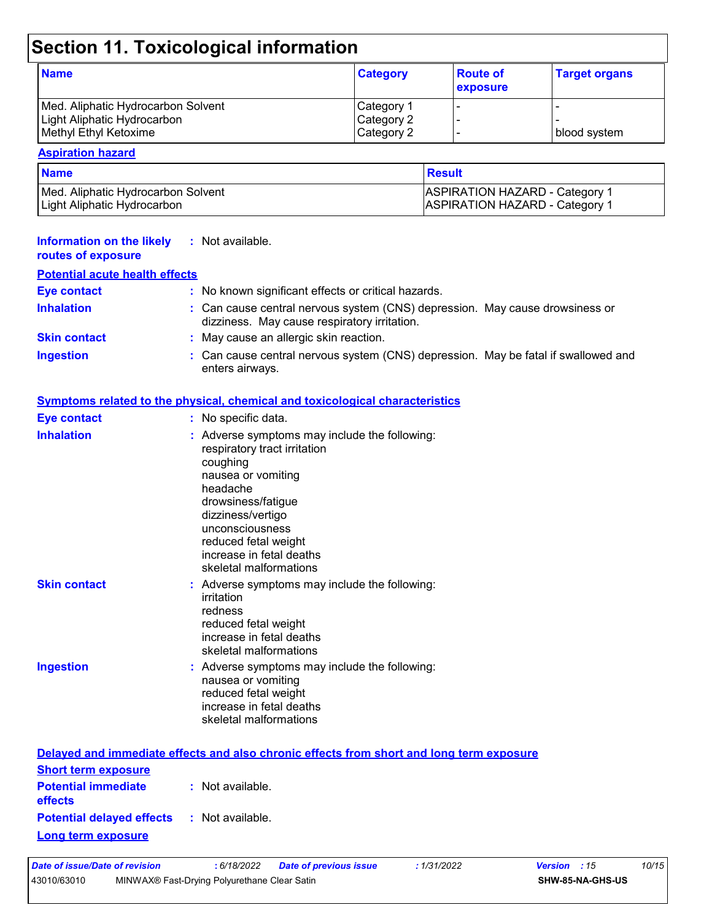# Section 11. Toxicological information

| Name | Category | Route of exposure | Target organs |
|---|---|---|---|
| Med. Aliphatic Hydrocarbon Solvent | Category 1 | - | - |
| Light Aliphatic Hydrocarbon | Category 2 | - | - |
| Methyl Ethyl Ketoxime | Category 2 | - | blood system |

**Aspiration hazard**

| Name | Result |
|---|---|
| Med. Aliphatic Hydrocarbon Solvent | ASPIRATION HAZARD - Category 1 |
| Light Aliphatic Hydrocarbon | ASPIRATION HAZARD - Category 1 |

**Information on the likely routes of exposure** : Not available.

**Potential acute health effects**

**Eye contact** : No known significant effects or critical hazards.

**Inhalation** : Can cause central nervous system (CNS) depression. May cause drowsiness or dizziness. May cause respiratory irritation.

**Skin contact** : May cause an allergic skin reaction.

**Ingestion** : Can cause central nervous system (CNS) depression. May be fatal if swallowed and enters airways.

**Symptoms related to the physical, chemical and toxicological characteristics**

**Eye contact** : No specific data.

**Inhalation** : Adverse symptoms may include the following:
respiratory tract irritation
coughing
nausea or vomiting
headache
drowsiness/fatigue
dizziness/vertigo
unconsciousness
reduced fetal weight
increase in fetal deaths
skeletal malformations

**Skin contact** : Adverse symptoms may include the following:
irritation
redness
reduced fetal weight
increase in fetal deaths
skeletal malformations

**Ingestion** : Adverse symptoms may include the following:
nausea or vomiting
reduced fetal weight
increase in fetal deaths
skeletal malformations

**Delayed and immediate effects and also chronic effects from short and long term exposure**

**Short term exposure**

**Potential immediate effects** : Not available.

**Potential delayed effects** : Not available.

**Long term exposure**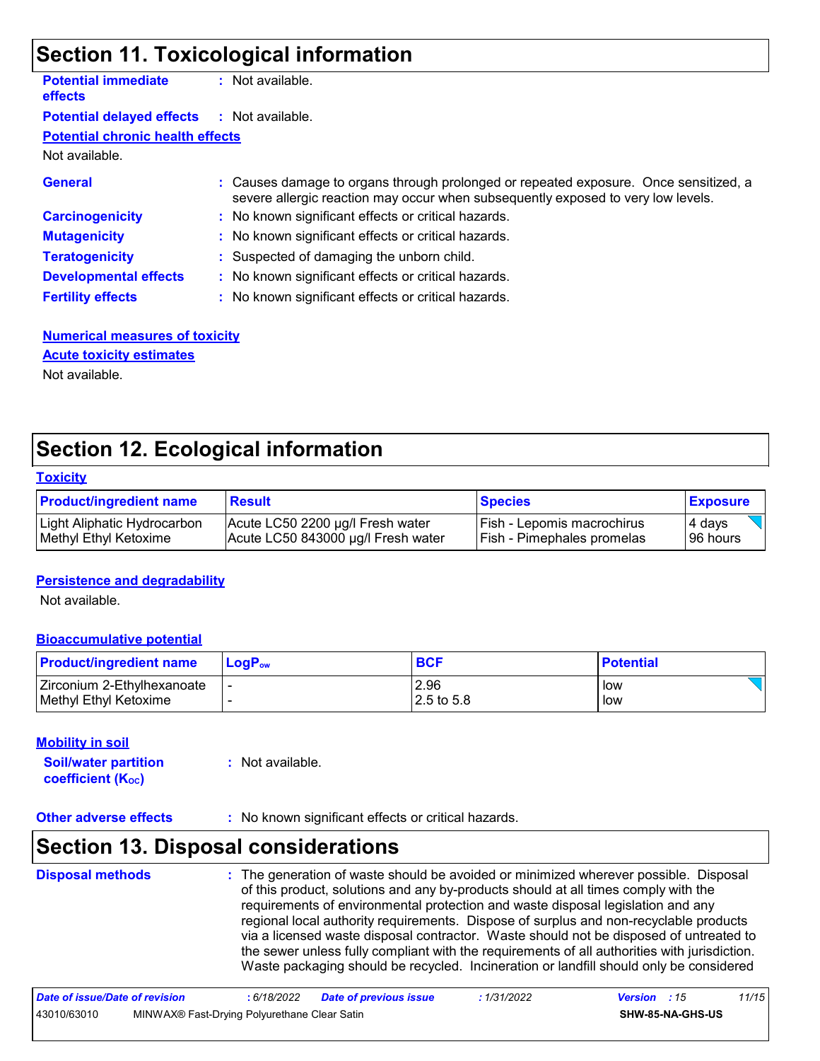## Section 11. Toxicological information

**Potential immediate effects** : Not available.

**Potential delayed effects** : Not available.

**Potential chronic health effects**

Not available.

**General** : Causes damage to organs through prolonged or repeated exposure. Once sensitized, a severe allergic reaction may occur when subsequently exposed to very low levels.

**Carcinogenicity** : No known significant effects or critical hazards.

**Mutagenicity** : No known significant effects or critical hazards.

**Teratogenicity** : Suspected of damaging the unborn child.

**Developmental effects** : No known significant effects or critical hazards.

**Fertility effects** : No known significant effects or critical hazards.

**Numerical measures of toxicity**

**Acute toxicity estimates**

Not available.

## Section 12. Ecological information

**Toxicity**

| Product/ingredient name | Result | Species | Exposure |
|---|---|---|---|
| Light Aliphatic Hydrocarbon | Acute LC50 2200 µg/l Fresh water | Fish - Lepomis macrochirus | 4 days |
| Methyl Ethyl Ketoxime | Acute LC50 843000 µg/l Fresh water | Fish - Pimephales promelas | 96 hours |

**Persistence and degradability**

Not available.

**Bioaccumulative potential**

| Product/ingredient name | $LogP_{ow}$ | BCF | Potential |
|---|---|---|---|
| Zirconium 2-Ethylhexanoate | - | 2.96 | low |
| Methyl Ethyl Ketoxime | - | 2.5 to 5.8 | low |

**Mobility in soil**

**Soil/water partition coefficient ($K_{OC}$)** : Not available.

**Other adverse effects** : No known significant effects or critical hazards.

## Section 13. Disposal considerations

**Disposal methods** : The generation of waste should be avoided or minimized wherever possible. Disposal of this product, solutions and any by-products should at all times comply with the requirements of environmental protection and waste disposal legislation and any regional local authority requirements. Dispose of surplus and non-recyclable products via a licensed waste disposal contractor. Waste should not be disposed of untreated to the sewer unless fully compliant with the requirements of all authorities with jurisdiction. Waste packaging should be recycled. Incineration or landfill should only be considered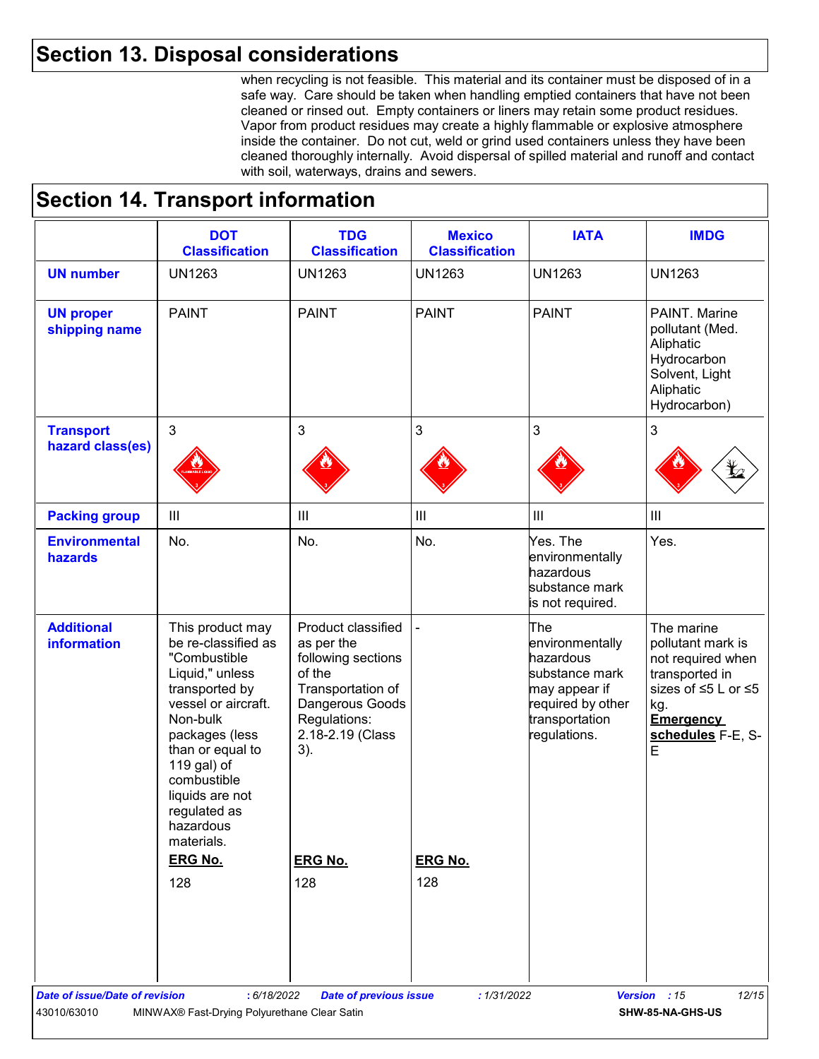## Section 13. Disposal considerations

when recycling is not feasible. This material and its container must be disposed of in a safe way. Care should be taken when handling emptied containers that have not been cleaned or rinsed out. Empty containers or liners may retain some product residues. Vapor from product residues may create a highly flammable or explosive atmosphere inside the container. Do not cut, weld or grind used containers unless they have been cleaned thoroughly internally. Avoid dispersal of spilled material and runoff and contact with soil, waterways, drains and sewers.

## Section 14. Transport information

| | DOT Classification | TDG Classification | Mexico Classification | IATA | IMDG |
|---|---|---|---|---|---|
| **UN number** | UN1263 | UN1263 | UN1263 | UN1263 | UN1263 |
| **UN proper shipping name** | PAINT | PAINT | PAINT | PAINT | PAINT. Marine pollutant (Med. Aliphatic Hydrocarbon Solvent, Light Aliphatic Hydrocarbon) |
| **Transport hazard class(es)** | 3 | 3 | 3 | 3 | 3 |
| **Packing group** | III | III | III | III | III |
| **Environmental hazards** | No. | No. | No. | Yes. The environmentally hazardous substance mark is not required. | Yes. |
| **Additional information** | This product may be re-classified as "Combustible Liquid," unless transported by vessel or aircraft. Non-bulk packages (less than or equal to 119 gal) of combustible liquids are not regulated as hazardous materials. **ERG No.** 128 | Product classified as per the following sections of the Transportation of Dangerous Goods Regulations: 2.18-2.19 (Class 3). **ERG No.** 128 | - **ERG No.** 128 | The environmentally hazardous substance mark may appear if required by other transportation regulations. | The marine pollutant mark is not required when transported in sizes of ≤5 L or ≤5 kg. **Emergency schedules** F-E, S-E |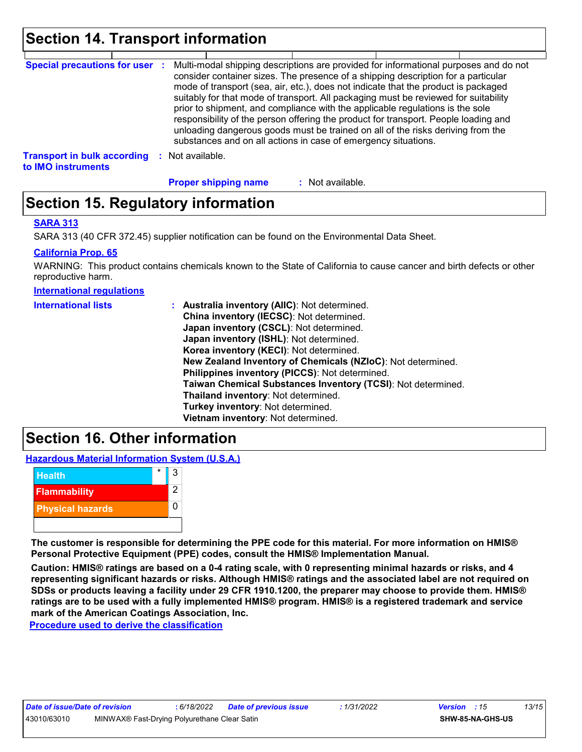## Section 14. Transport information

**Special precautions for user** : Multi-modal shipping descriptions are provided for informational purposes and do not consider container sizes. The presence of a shipping description for a particular mode of transport (sea, air, etc.), does not indicate that the product is packaged suitably for that mode of transport. All packaging must be reviewed for suitability prior to shipment, and compliance with the applicable regulations is the sole responsibility of the person offering the product for transport. People loading and unloading dangerous goods must be trained on all of the risks deriving from the substances and on all actions in case of emergency situations.

**Transport in bulk according to IMO instruments** : Not available.

**Proper shipping name** : Not available.

## Section 15. Regulatory information

**SARA 313**

SARA 313 (40 CFR 372.45) supplier notification can be found on the Environmental Data Sheet.

**California Prop. 65**

WARNING: This product contains chemicals known to the State of California to cause cancer and birth defects or other reproductive harm.

**International regulations**

**International lists** :
- **Australia inventory (AIIC)**: Not determined.
- **China inventory (IECSC)**: Not determined.
- **Japan inventory (CSCL)**: Not determined.
- **Japan inventory (ISHL)**: Not determined.
- **Korea inventory (KECI)**: Not determined.
- **New Zealand Inventory of Chemicals (NZIoC)**: Not determined.
- **Philippines inventory (PICCS)**: Not determined.
- **Taiwan Chemical Substances Inventory (TCSI)**: Not determined.
- **Thailand inventory**: Not determined.
- **Turkey inventory**: Not determined.
- **Vietnam inventory**: Not determined.

## Section 16. Other information

**Hazardous Material Information System (U.S.A.)**

| | | |
|---|---|---|
| Health | * | 3 |
| Flammability | | 2 |
| Physical hazards | | 0 |
| | | |

**The customer is responsible for determining the PPE code for this material. For more information on HMIS® Personal Protective Equipment (PPE) codes, consult the HMIS® Implementation Manual.**

**Caution: HMIS® ratings are based on a 0-4 rating scale, with 0 representing minimal hazards or risks, and 4 representing significant hazards or risks. Although HMIS® ratings and the associated label are not required on SDSs or products leaving a facility under 29 CFR 1910.1200, the preparer may choose to provide them. HMIS® ratings are to be used with a fully implemented HMIS® program. HMIS® is a registered trademark and service mark of the American Coatings Association, Inc.**

**Procedure used to derive the classification**

| *Date of issue/Date of revision* | *: 6/18/2022* | *Date of previous issue* | *: 1/31/2022* | *Version : 15* |
|---|---|---|---|---|
| 43010/63010 | MINWAX® Fast-Drying Polyurethane Clear Satin | | | **SHW-85-NA-GHS-US** |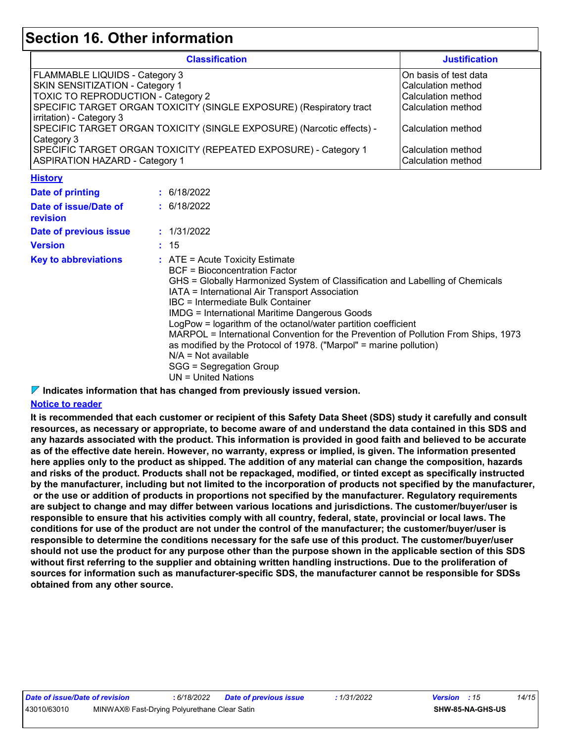# Section 16. Other information

| Classification | Justification |
|---|---|
| FLAMMABLE LIQUIDS - Category 3 | On basis of test data |
| SKIN SENSITIZATION - Category 1 | Calculation method |
| TOXIC TO REPRODUCTION - Category 2 | Calculation method |
| SPECIFIC TARGET ORGAN TOXICITY (SINGLE EXPOSURE) (Respiratory tract irritation) - Category 3 | Calculation method |
| SPECIFIC TARGET ORGAN TOXICITY (SINGLE EXPOSURE) (Narcotic effects) - Category 3 | Calculation method |
| SPECIFIC TARGET ORGAN TOXICITY (REPEATED EXPOSURE) - Category 1 | Calculation method |
| ASPIRATION HAZARD - Category 1 | Calculation method |

**History**

**Date of printing** : 6/18/2022

**Date of issue/Date of revision** : 6/18/2022

**Date of previous issue** : 1/31/2022

**Version** : 15

**Key to abbreviations** :
ATE = Acute Toxicity Estimate
BCF = Bioconcentration Factor
GHS = Globally Harmonized System of Classification and Labelling of Chemicals
IATA = International Air Transport Association
IBC = Intermediate Bulk Container
IMDG = International Maritime Dangerous Goods
LogPow = logarithm of the octanol/water partition coefficient
MARPOL = International Convention for the Prevention of Pollution From Ships, 1973 as modified by the Protocol of 1978. ("Marpol" = marine pollution)
N/A = Not available
SGG = Segregation Group
UN = United Nations

**Indicates information that has changed from previously issued version.**

**Notice to reader**

**It is recommended that each customer or recipient of this Safety Data Sheet (SDS) study it carefully and consult resources, as necessary or appropriate, to become aware of and understand the data contained in this SDS and any hazards associated with the product. This information is provided in good faith and believed to be accurate as of the effective date herein. However, no warranty, express or implied, is given. The information presented here applies only to the product as shipped. The addition of any material can change the composition, hazards and risks of the product. Products shall not be repackaged, modified, or tinted except as specifically instructed by the manufacturer, including but not limited to the incorporation of products not specified by the manufacturer, or the use or addition of products in proportions not specified by the manufacturer. Regulatory requirements are subject to change and may differ between various locations and jurisdictions. The customer/buyer/user is responsible to ensure that his activities comply with all country, federal, state, provincial or local laws. The conditions for use of the product are not under the control of the manufacturer; the customer/buyer/user is responsible to determine the conditions necessary for the safe use of this product. The customer/buyer/user should not use the product for any purpose other than the purpose shown in the applicable section of this SDS without first referring to the supplier and obtaining written handling instructions. Due to the proliferation of sources for information such as manufacturer-specific SDS, the manufacturer cannot be responsible for SDSs obtained from any other source.**